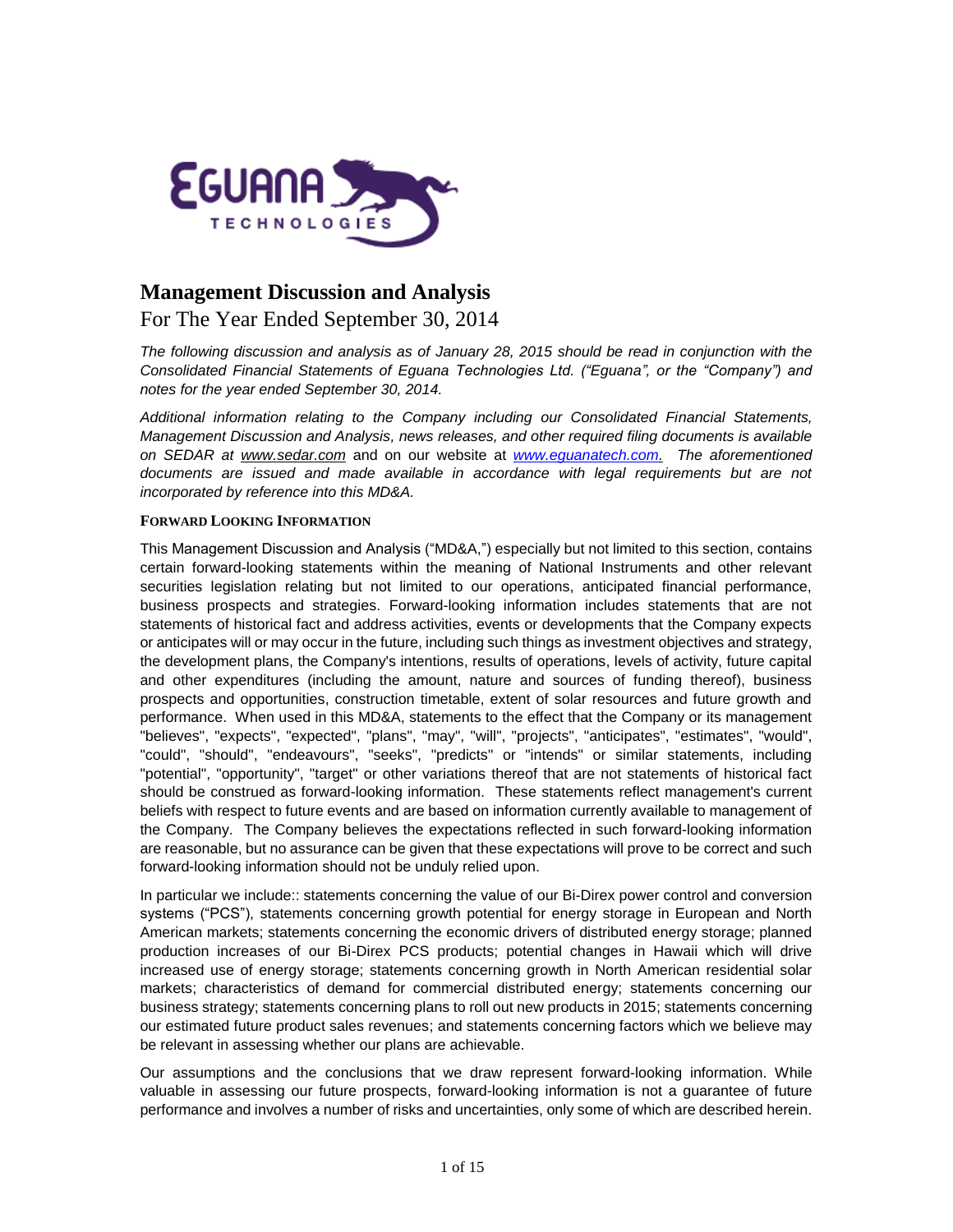# Management Discussion and Analysis

For The Year Ended September 30, 2014

*The following discussion and analysis as of January 28, 2015 should be read in conjunction with the Consolidated Financial Statements of Eguana Technologies Ltd. ("Eguana", or the "Company") and notes for the year ended September 30, 2014.*

*Additional information relating to the Company including our Consolidated Financial Statements, Management Discussion and Analysis, news releases, and other required filing documents is available on SEDAR at www.sedar.com* and on our website at *www.eguanatech.com. The aforementioned documents are issued and made available in accordance with legal requirements but are not incorporated by reference into this MD&A.*

**FORWARD LOOKING INFORMATION**

This Management Discussion and Analysis ("MD&A,") especially but not limited to this section, contains certain forward-looking statements within the meaning of National Instruments and other relevant securities legislation relating but not limited to our operations, anticipated financial performance, business prospects and strategies. Forward-looking information includes statements that are not statements of historical fact and address activities, events or developments that the Company expects or anticipates will or may occur in the future, including such things as investment objectives and strategy, the development plans, the Company's intentions, results of operations, levels of activity, future capital and other expenditures (including the amount, nature and sources of funding thereof), business prospects and opportunities, construction timetable, extent of solar resources and future growth and performance. When used in this MD&A, statements to the effect that the Company or its management "believes", "expects", "expected", "plans", "may", "will", "projects", "anticipates", "estimates", "would", "could", "should", "endeavours", "seeks", "predicts" or "intends" or similar statements, including "potential", "opportunity", "target" or other variations thereof that are not statements of historical fact should be construed as forward-looking information. These statements reflect management's current beliefs with respect to future events and are based on information currently available to management of the Company. The Company believes the expectations reflected in such forward-looking information are reasonable, but no assurance can be given that these expectations will prove to be correct and such forward-looking information should not be unduly relied upon.

In particular we include:: statements concerning the value of our Bi-Direx power control and conversion systems ("PCS"), statements concerning growth potential for energy storage in European and North American markets; statements concerning the economic drivers of distributed energy storage; planned production increases of our Bi-Direx PCS products; potential changes in Hawaii which will drive increased use of energy storage; statements concerning growth in North American residential solar markets; characteristics of demand for commercial distributed energy; statements concerning our business strategy; statements concerning plans to roll out new products in 2015; statements concerning our estimated future product sales revenues; and statements concerning factors which we believe may be relevant in assessing whether our plans are achievable.

Our assumptions and the conclusions that we draw represent forward-looking information. While valuable in assessing our future prospects, forward-looking information is not a guarantee of future performance and involves a number of risks and uncertainties, only some of which are described herein.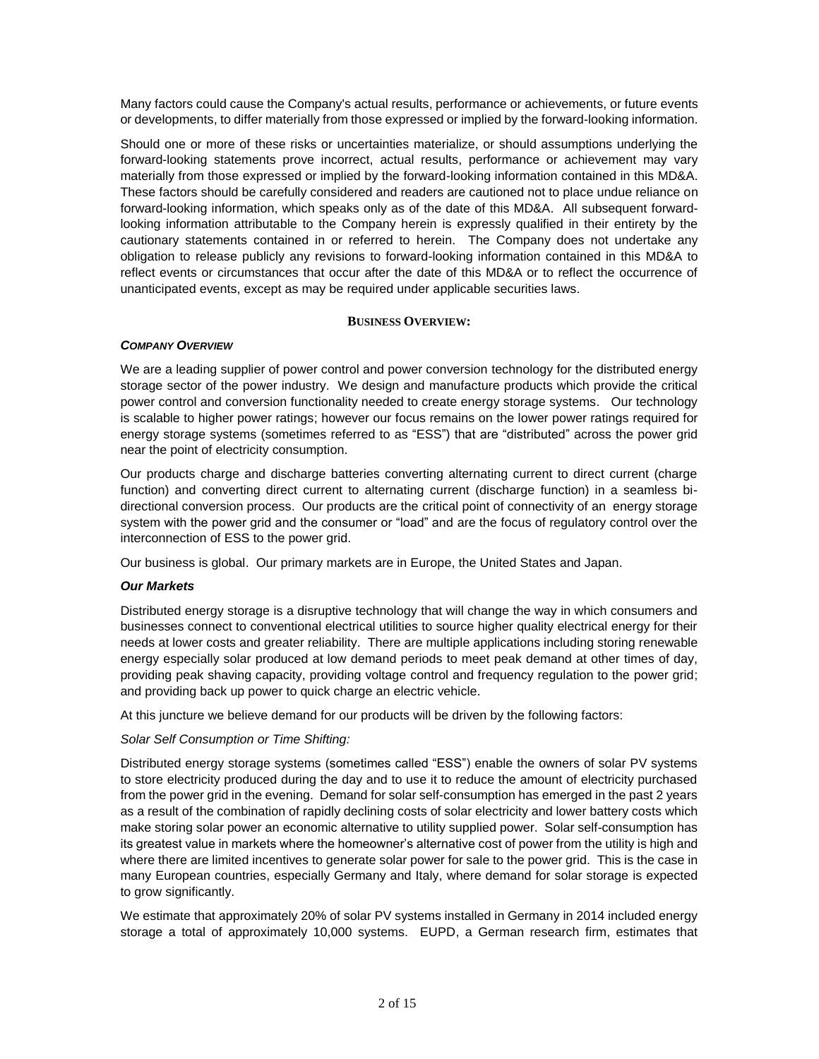Many factors could cause the Company's actual results, performance or achievements, or future events or developments, to differ materially from those expressed or implied by the forward-looking information.

Should one or more of these risks or uncertainties materialize, or should assumptions underlying the forward-looking statements prove incorrect, actual results, performance or achievement may vary materially from those expressed or implied by the forward-looking information contained in this MD&A. These factors should be carefully considered and readers are cautioned not to place undue reliance on forward-looking information, which speaks only as of the date of this MD&A. All subsequent forward-looking information attributable to the Company herein is expressly qualified in their entirety by the cautionary statements contained in or referred to herein. The Company does not undertake any obligation to release publicly any revisions to forward-looking information contained in this MD&A to reflect events or circumstances that occur after the date of this MD&A or to reflect the occurrence of unanticipated events, except as may be required under applicable securities laws.

## BUSINESS OVERVIEW:

### *COMPANY OVERVIEW*

We are a leading supplier of power control and power conversion technology for the distributed energy storage sector of the power industry. We design and manufacture products which provide the critical power control and conversion functionality needed to create energy storage systems. Our technology is scalable to higher power ratings; however our focus remains on the lower power ratings required for energy storage systems (sometimes referred to as "ESS") that are "distributed" across the power grid near the point of electricity consumption.

Our products charge and discharge batteries converting alternating current to direct current (charge function) and converting direct current to alternating current (discharge function) in a seamless bi-directional conversion process. Our products are the critical point of connectivity of an energy storage system with the power grid and the consumer or "load" and are the focus of regulatory control over the interconnection of ESS to the power grid.

Our business is global. Our primary markets are in Europe, the United States and Japan.

### *Our Markets*

Distributed energy storage is a disruptive technology that will change the way in which consumers and businesses connect to conventional electrical utilities to source higher quality electrical energy for their needs at lower costs and greater reliability. There are multiple applications including storing renewable energy especially solar produced at low demand periods to meet peak demand at other times of day, providing peak shaving capacity, providing voltage control and frequency regulation to the power grid; and providing back up power to quick charge an electric vehicle.

At this juncture we believe demand for our products will be driven by the following factors:

*Solar Self Consumption or Time Shifting:*

Distributed energy storage systems (sometimes called "ESS") enable the owners of solar PV systems to store electricity produced during the day and to use it to reduce the amount of electricity purchased from the power grid in the evening. Demand for solar self-consumption has emerged in the past 2 years as a result of the combination of rapidly declining costs of solar electricity and lower battery costs which make storing solar power an economic alternative to utility supplied power. Solar self-consumption has its greatest value in markets where the homeowner's alternative cost of power from the utility is high and where there are limited incentives to generate solar power for sale to the power grid. This is the case in many European countries, especially Germany and Italy, where demand for solar storage is expected to grow significantly.

We estimate that approximately 20% of solar PV systems installed in Germany in 2014 included energy storage a total of approximately 10,000 systems. EUPD, a German research firm, estimates that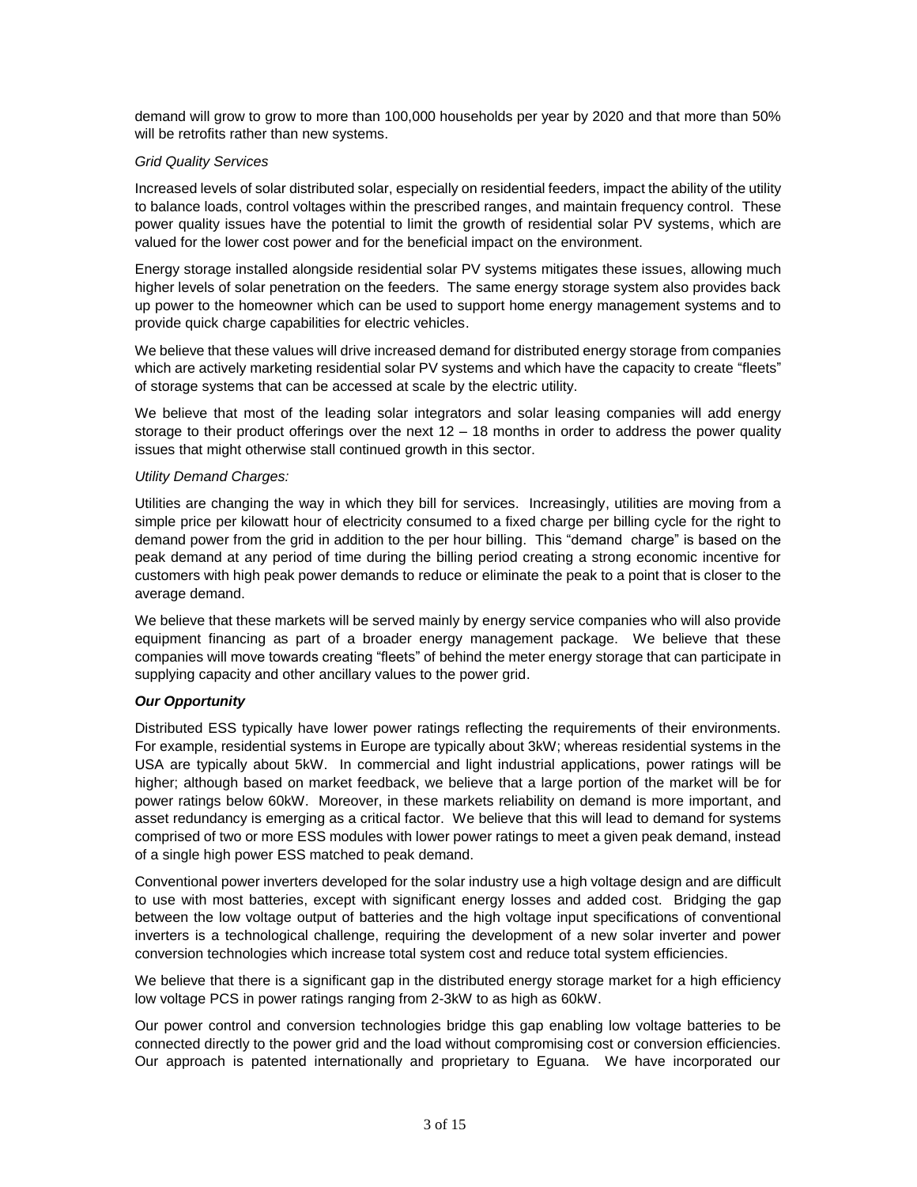demand will grow to grow to more than 100,000 households per year by 2020 and that more than 50% will be retrofits rather than new systems.

*Grid Quality Services*

Increased levels of solar distributed solar, especially on residential feeders, impact the ability of the utility to balance loads, control voltages within the prescribed ranges, and maintain frequency control. These power quality issues have the potential to limit the growth of residential solar PV systems, which are valued for the lower cost power and for the beneficial impact on the environment.

Energy storage installed alongside residential solar PV systems mitigates these issues, allowing much higher levels of solar penetration on the feeders. The same energy storage system also provides back up power to the homeowner which can be used to support home energy management systems and to provide quick charge capabilities for electric vehicles.

We believe that these values will drive increased demand for distributed energy storage from companies which are actively marketing residential solar PV systems and which have the capacity to create "fleets" of storage systems that can be accessed at scale by the electric utility.

We believe that most of the leading solar integrators and solar leasing companies will add energy storage to their product offerings over the next 12 – 18 months in order to address the power quality issues that might otherwise stall continued growth in this sector.

*Utility Demand Charges:*

Utilities are changing the way in which they bill for services. Increasingly, utilities are moving from a simple price per kilowatt hour of electricity consumed to a fixed charge per billing cycle for the right to demand power from the grid in addition to the per hour billing. This "demand charge" is based on the peak demand at any period of time during the billing period creating a strong economic incentive for customers with high peak power demands to reduce or eliminate the peak to a point that is closer to the average demand.

We believe that these markets will be served mainly by energy service companies who will also provide equipment financing as part of a broader energy management package. We believe that these companies will move towards creating "fleets" of behind the meter energy storage that can participate in supplying capacity and other ancillary values to the power grid.

***Our Opportunity***

Distributed ESS typically have lower power ratings reflecting the requirements of their environments. For example, residential systems in Europe are typically about 3kW; whereas residential systems in the USA are typically about 5kW. In commercial and light industrial applications, power ratings will be higher; although based on market feedback, we believe that a large portion of the market will be for power ratings below 60kW. Moreover, in these markets reliability on demand is more important, and asset redundancy is emerging as a critical factor. We believe that this will lead to demand for systems comprised of two or more ESS modules with lower power ratings to meet a given peak demand, instead of a single high power ESS matched to peak demand.

Conventional power inverters developed for the solar industry use a high voltage design and are difficult to use with most batteries, except with significant energy losses and added cost. Bridging the gap between the low voltage output of batteries and the high voltage input specifications of conventional inverters is a technological challenge, requiring the development of a new solar inverter and power conversion technologies which increase total system cost and reduce total system efficiencies.

We believe that there is a significant gap in the distributed energy storage market for a high efficiency low voltage PCS in power ratings ranging from 2-3kW to as high as 60kW.

Our power control and conversion technologies bridge this gap enabling low voltage batteries to be connected directly to the power grid and the load without compromising cost or conversion efficiencies. Our approach is patented internationally and proprietary to Eguana. We have incorporated our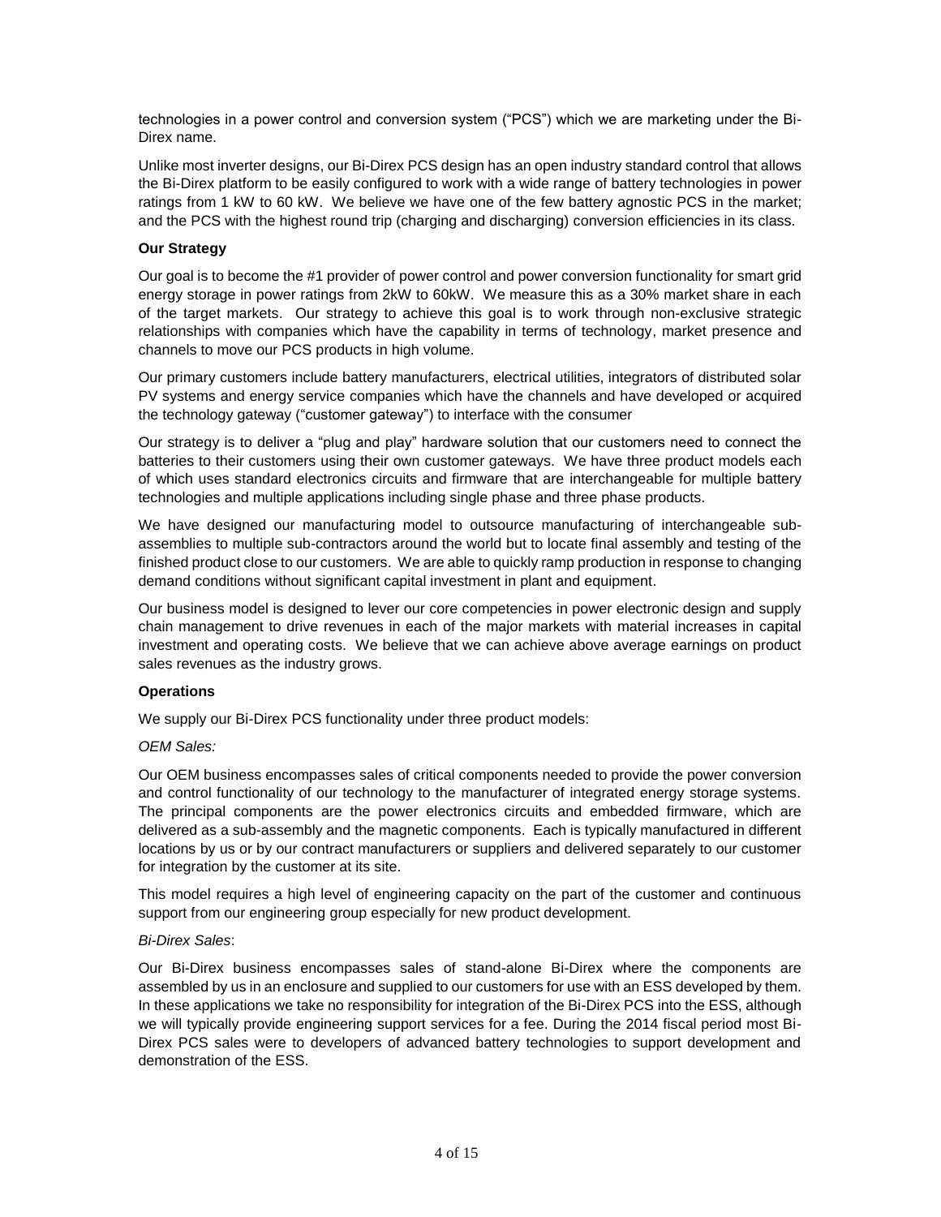technologies in a power control and conversion system ("PCS") which we are marketing under the Bi-Direx name.

Unlike most inverter designs, our Bi-Direx PCS design has an open industry standard control that allows the Bi-Direx platform to be easily configured to work with a wide range of battery technologies in power ratings from 1 kW to 60 kW. We believe we have one of the few battery agnostic PCS in the market; and the PCS with the highest round trip (charging and discharging) conversion efficiencies in its class.

**Our Strategy**

Our goal is to become the #1 provider of power control and power conversion functionality for smart grid energy storage in power ratings from 2kW to 60kW. We measure this as a 30% market share in each of the target markets. Our strategy to achieve this goal is to work through non-exclusive strategic relationships with companies which have the capability in terms of technology, market presence and channels to move our PCS products in high volume.

Our primary customers include battery manufacturers, electrical utilities, integrators of distributed solar PV systems and energy service companies which have the channels and have developed or acquired the technology gateway ("customer gateway") to interface with the consumer

Our strategy is to deliver a "plug and play" hardware solution that our customers need to connect the batteries to their customers using their own customer gateways. We have three product models each of which uses standard electronics circuits and firmware that are interchangeable for multiple battery technologies and multiple applications including single phase and three phase products.

We have designed our manufacturing model to outsource manufacturing of interchangeable sub-assemblies to multiple sub-contractors around the world but to locate final assembly and testing of the finished product close to our customers. We are able to quickly ramp production in response to changing demand conditions without significant capital investment in plant and equipment.

Our business model is designed to lever our core competencies in power electronic design and supply chain management to drive revenues in each of the major markets with material increases in capital investment and operating costs. We believe that we can achieve above average earnings on product sales revenues as the industry grows.

**Operations**

We supply our Bi-Direx PCS functionality under three product models:

*OEM Sales:*

Our OEM business encompasses sales of critical components needed to provide the power conversion and control functionality of our technology to the manufacturer of integrated energy storage systems. The principal components are the power electronics circuits and embedded firmware, which are delivered as a sub-assembly and the magnetic components. Each is typically manufactured in different locations by us or by our contract manufacturers or suppliers and delivered separately to our customer for integration by the customer at its site.

This model requires a high level of engineering capacity on the part of the customer and continuous support from our engineering group especially for new product development.

*Bi-Direx Sales*:

Our Bi-Direx business encompasses sales of stand-alone Bi-Direx where the components are assembled by us in an enclosure and supplied to our customers for use with an ESS developed by them. In these applications we take no responsibility for integration of the Bi-Direx PCS into the ESS, although we will typically provide engineering support services for a fee. During the 2014 fiscal period most Bi-Direx PCS sales were to developers of advanced battery technologies to support development and demonstration of the ESS.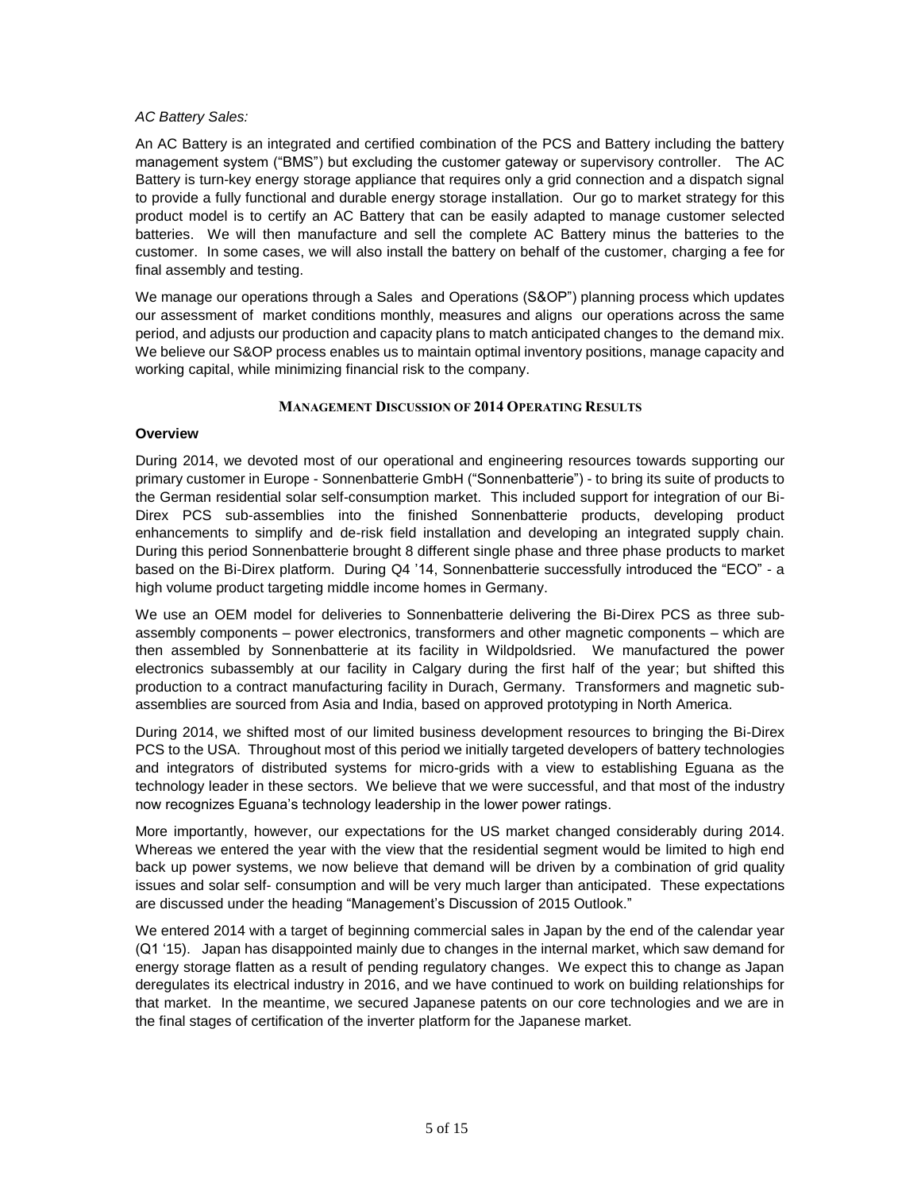*AC Battery Sales:*

An AC Battery is an integrated and certified combination of the PCS and Battery including the battery management system ("BMS") but excluding the customer gateway or supervisory controller. The AC Battery is turn-key energy storage appliance that requires only a grid connection and a dispatch signal to provide a fully functional and durable energy storage installation. Our go to market strategy for this product model is to certify an AC Battery that can be easily adapted to manage customer selected batteries. We will then manufacture and sell the complete AC Battery minus the batteries to the customer. In some cases, we will also install the battery on behalf of the customer, charging a fee for final assembly and testing.

We manage our operations through a Sales and Operations (S&OP") planning process which updates our assessment of market conditions monthly, measures and aligns our operations across the same period, and adjusts our production and capacity plans to match anticipated changes to the demand mix. We believe our S&OP process enables us to maintain optimal inventory positions, manage capacity and working capital, while minimizing financial risk to the company.

## MANAGEMENT DISCUSSION OF 2014 OPERATING RESULTS

### Overview

During 2014, we devoted most of our operational and engineering resources towards supporting our primary customer in Europe - Sonnenbatterie GmbH ("Sonnenbatterie") - to bring its suite of products to the German residential solar self-consumption market. This included support for integration of our Bi-Direx PCS sub-assemblies into the finished Sonnenbatterie products, developing product enhancements to simplify and de-risk field installation and developing an integrated supply chain. During this period Sonnenbatterie brought 8 different single phase and three phase products to market based on the Bi-Direx platform. During Q4 '14, Sonnenbatterie successfully introduced the "ECO" - a high volume product targeting middle income homes in Germany.

We use an OEM model for deliveries to Sonnenbatterie delivering the Bi-Direx PCS as three sub-assembly components – power electronics, transformers and other magnetic components – which are then assembled by Sonnenbatterie at its facility in Wildpoldsried. We manufactured the power electronics subassembly at our facility in Calgary during the first half of the year; but shifted this production to a contract manufacturing facility in Durach, Germany. Transformers and magnetic sub-assemblies are sourced from Asia and India, based on approved prototyping in North America.

During 2014, we shifted most of our limited business development resources to bringing the Bi-Direx PCS to the USA. Throughout most of this period we initially targeted developers of battery technologies and integrators of distributed systems for micro-grids with a view to establishing Eguana as the technology leader in these sectors. We believe that we were successful, and that most of the industry now recognizes Eguana's technology leadership in the lower power ratings.

More importantly, however, our expectations for the US market changed considerably during 2014. Whereas we entered the year with the view that the residential segment would be limited to high end back up power systems, we now believe that demand will be driven by a combination of grid quality issues and solar self- consumption and will be very much larger than anticipated. These expectations are discussed under the heading "Management's Discussion of 2015 Outlook."

We entered 2014 with a target of beginning commercial sales in Japan by the end of the calendar year (Q1 '15). Japan has disappointed mainly due to changes in the internal market, which saw demand for energy storage flatten as a result of pending regulatory changes. We expect this to change as Japan deregulates its electrical industry in 2016, and we have continued to work on building relationships for that market. In the meantime, we secured Japanese patents on our core technologies and we are in the final stages of certification of the inverter platform for the Japanese market.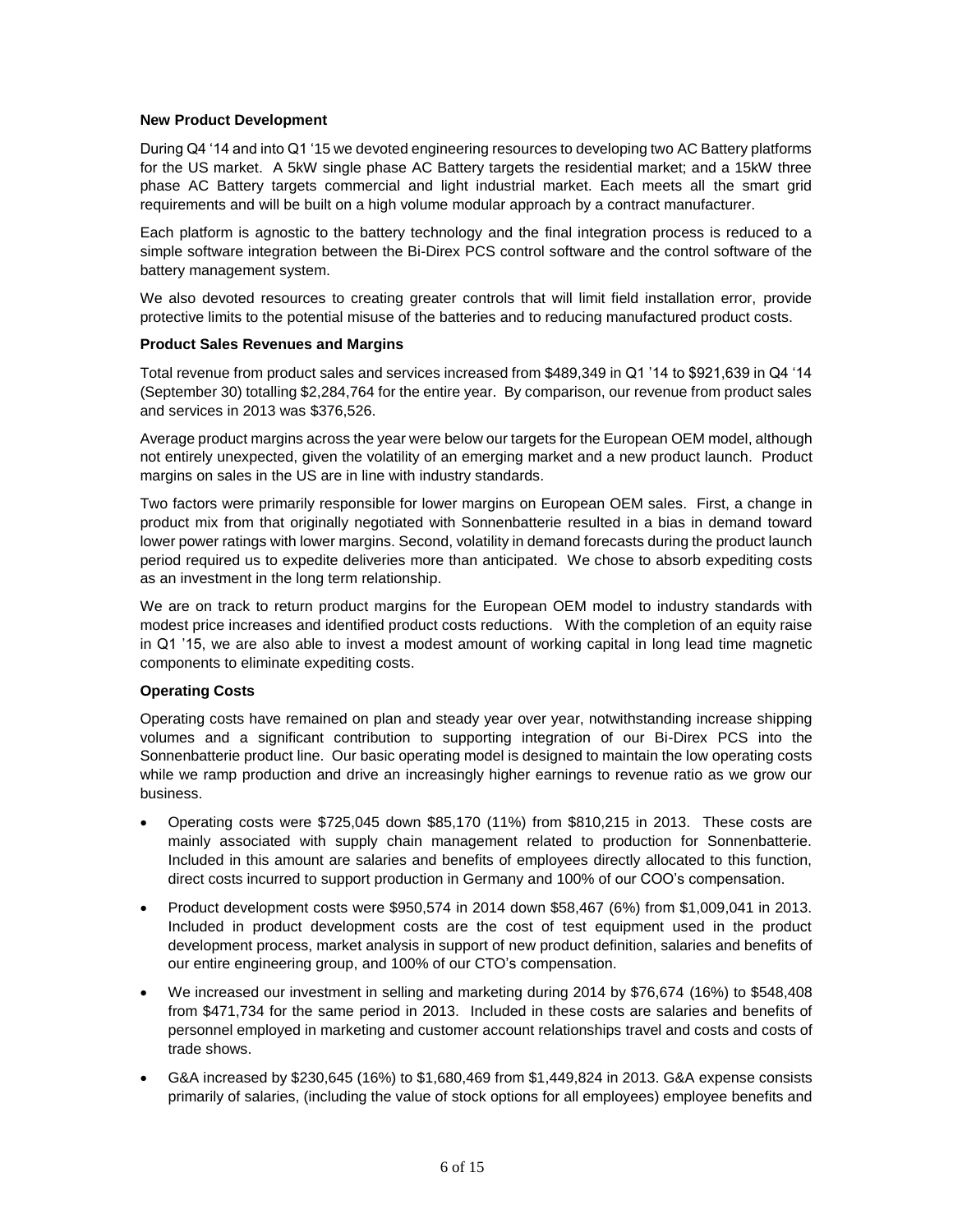**New Product Development**

During Q4 '14 and into Q1 '15 we devoted engineering resources to developing two AC Battery platforms for the US market. A 5kW single phase AC Battery targets the residential market; and a 15kW three phase AC Battery targets commercial and light industrial market. Each meets all the smart grid requirements and will be built on a high volume modular approach by a contract manufacturer.

Each platform is agnostic to the battery technology and the final integration process is reduced to a simple software integration between the Bi-Direx PCS control software and the control software of the battery management system.

We also devoted resources to creating greater controls that will limit field installation error, provide protective limits to the potential misuse of the batteries and to reducing manufactured product costs.

**Product Sales Revenues and Margins**

Total revenue from product sales and services increased from $489,349 in Q1 '14 to $921,639 in Q4 '14 (September 30) totalling $2,284,764 for the entire year. By comparison, our revenue from product sales and services in 2013 was $376,526.

Average product margins across the year were below our targets for the European OEM model, although not entirely unexpected, given the volatility of an emerging market and a new product launch. Product margins on sales in the US are in line with industry standards.

Two factors were primarily responsible for lower margins on European OEM sales. First, a change in product mix from that originally negotiated with Sonnenbatterie resulted in a bias in demand toward lower power ratings with lower margins. Second, volatility in demand forecasts during the product launch period required us to expedite deliveries more than anticipated. We chose to absorb expediting costs as an investment in the long term relationship.

We are on track to return product margins for the European OEM model to industry standards with modest price increases and identified product costs reductions. With the completion of an equity raise in Q1 '15, we are also able to invest a modest amount of working capital in long lead time magnetic components to eliminate expediting costs.

**Operating Costs**

Operating costs have remained on plan and steady year over year, notwithstanding increase shipping volumes and a significant contribution to supporting integration of our Bi-Direx PCS into the Sonnenbatterie product line. Our basic operating model is designed to maintain the low operating costs while we ramp production and drive an increasingly higher earnings to revenue ratio as we grow our business.

- Operating costs were $725,045 down $85,170 (11%) from $810,215 in 2013. These costs are mainly associated with supply chain management related to production for Sonnenbatterie. Included in this amount are salaries and benefits of employees directly allocated to this function, direct costs incurred to support production in Germany and 100% of our COO's compensation.
- Product development costs were $950,574 in 2014 down $58,467 (6%) from $1,009,041 in 2013. Included in product development costs are the cost of test equipment used in the product development process, market analysis in support of new product definition, salaries and benefits of our entire engineering group, and 100% of our CTO's compensation.
- We increased our investment in selling and marketing during 2014 by $76,674 (16%) to $548,408 from $471,734 for the same period in 2013. Included in these costs are salaries and benefits of personnel employed in marketing and customer account relationships travel and costs and costs of trade shows.
- G&A increased by $230,645 (16%) to $1,680,469 from $1,449,824 in 2013. G&A expense consists primarily of salaries, (including the value of stock options for all employees) employee benefits and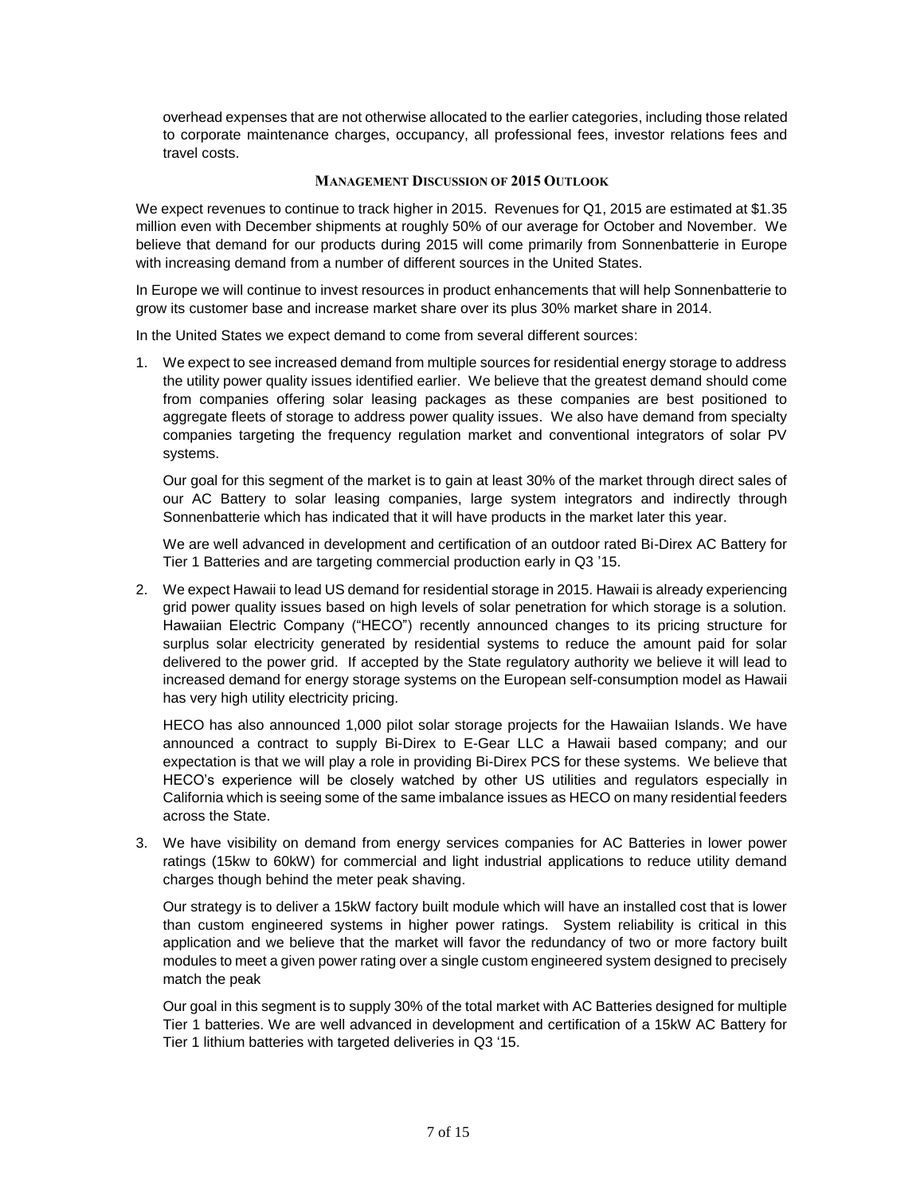overhead expenses that are not otherwise allocated to the earlier categories, including those related to corporate maintenance charges, occupancy, all professional fees, investor relations fees and travel costs.

## Management Discussion of 2015 Outlook

We expect revenues to continue to track higher in 2015. Revenues for Q1, 2015 are estimated at $1.35 million even with December shipments at roughly 50% of our average for October and November. We believe that demand for our products during 2015 will come primarily from Sonnenbatterie in Europe with increasing demand from a number of different sources in the United States.

In Europe we will continue to invest resources in product enhancements that will help Sonnenbatterie to grow its customer base and increase market share over its plus 30% market share in 2014.

In the United States we expect demand to come from several different sources:

1. We expect to see increased demand from multiple sources for residential energy storage to address the utility power quality issues identified earlier. We believe that the greatest demand should come from companies offering solar leasing packages as these companies are best positioned to aggregate fleets of storage to address power quality issues. We also have demand from specialty companies targeting the frequency regulation market and conventional integrators of solar PV systems.

   Our goal for this segment of the market is to gain at least 30% of the market through direct sales of our AC Battery to solar leasing companies, large system integrators and indirectly through Sonnenbatterie which has indicated that it will have products in the market later this year.

   We are well advanced in development and certification of an outdoor rated Bi-Direx AC Battery for Tier 1 Batteries and are targeting commercial production early in Q3 '15.

2. We expect Hawaii to lead US demand for residential storage in 2015. Hawaii is already experiencing grid power quality issues based on high levels of solar penetration for which storage is a solution. Hawaiian Electric Company ("HECO") recently announced changes to its pricing structure for surplus solar electricity generated by residential systems to reduce the amount paid for solar delivered to the power grid. If accepted by the State regulatory authority we believe it will lead to increased demand for energy storage systems on the European self-consumption model as Hawaii has very high utility electricity pricing.

   HECO has also announced 1,000 pilot solar storage projects for the Hawaiian Islands. We have announced a contract to supply Bi-Direx to E-Gear LLC a Hawaii based company; and our expectation is that we will play a role in providing Bi-Direx PCS for these systems. We believe that HECO's experience will be closely watched by other US utilities and regulators especially in California which is seeing some of the same imbalance issues as HECO on many residential feeders across the State.

3. We have visibility on demand from energy services companies for AC Batteries in lower power ratings (15kw to 60kW) for commercial and light industrial applications to reduce utility demand charges though behind the meter peak shaving.

   Our strategy is to deliver a 15kW factory built module which will have an installed cost that is lower than custom engineered systems in higher power ratings. System reliability is critical in this application and we believe that the market will favor the redundancy of two or more factory built modules to meet a given power rating over a single custom engineered system designed to precisely match the peak

   Our goal in this segment is to supply 30% of the total market with AC Batteries designed for multiple Tier 1 batteries. We are well advanced in development and certification of a 15kW AC Battery for Tier 1 lithium batteries with targeted deliveries in Q3 '15.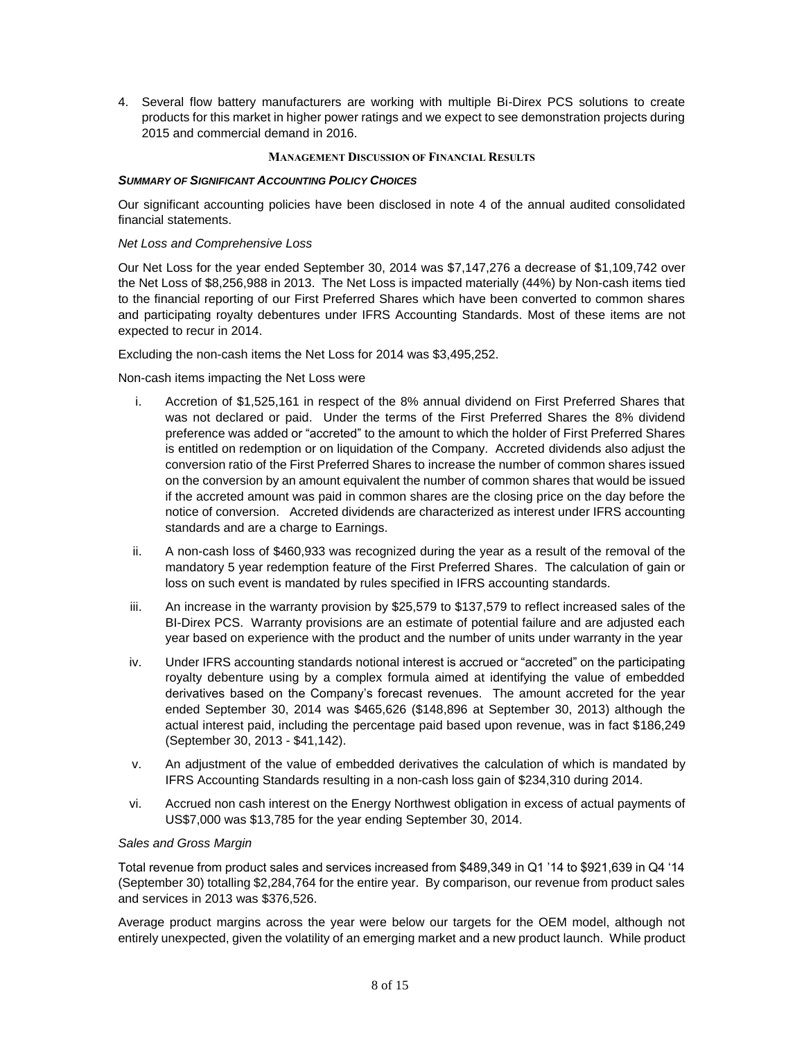4. Several flow battery manufacturers are working with multiple Bi-Direx PCS solutions to create products for this market in higher power ratings and we expect to see demonstration projects during 2015 and commercial demand in 2016.

## MANAGEMENT DISCUSSION OF FINANCIAL RESULTS

***SUMMARY OF SIGNIFICANT ACCOUNTING POLICY CHOICES***

Our significant accounting policies have been disclosed in note 4 of the annual audited consolidated financial statements.

*Net Loss and Comprehensive Loss*

Our Net Loss for the year ended September 30, 2014 was $7,147,276 a decrease of $1,109,742 over the Net Loss of $8,256,988 in 2013. The Net Loss is impacted materially (44%) by Non-cash items tied to the financial reporting of our First Preferred Shares which have been converted to common shares and participating royalty debentures under IFRS Accounting Standards. Most of these items are not expected to recur in 2014.

Excluding the non-cash items the Net Loss for 2014 was $3,495,252.

Non-cash items impacting the Net Loss were

i. Accretion of $1,525,161 in respect of the 8% annual dividend on First Preferred Shares that was not declared or paid. Under the terms of the First Preferred Shares the 8% dividend preference was added or "accreted" to the amount to which the holder of First Preferred Shares is entitled on redemption or on liquidation of the Company. Accreted dividends also adjust the conversion ratio of the First Preferred Shares to increase the number of common shares issued on the conversion by an amount equivalent the number of common shares that would be issued if the accreted amount was paid in common shares are the closing price on the day before the notice of conversion. Accreted dividends are characterized as interest under IFRS accounting standards and are a charge to Earnings.

ii. A non-cash loss of $460,933 was recognized during the year as a result of the removal of the mandatory 5 year redemption feature of the First Preferred Shares. The calculation of gain or loss on such event is mandated by rules specified in IFRS accounting standards.

iii. An increase in the warranty provision by $25,579 to $137,579 to reflect increased sales of the BI-Direx PCS. Warranty provisions are an estimate of potential failure and are adjusted each year based on experience with the product and the number of units under warranty in the year

iv. Under IFRS accounting standards notional interest is accrued or "accreted" on the participating royalty debenture using by a complex formula aimed at identifying the value of embedded derivatives based on the Company's forecast revenues. The amount accreted for the year ended September 30, 2014 was $465,626 ($148,896 at September 30, 2013) although the actual interest paid, including the percentage paid based upon revenue, was in fact $186,249 (September 30, 2013 - $41,142).

v. An adjustment of the value of embedded derivatives the calculation of which is mandated by IFRS Accounting Standards resulting in a non-cash loss gain of $234,310 during 2014.

vi. Accrued non cash interest on the Energy Northwest obligation in excess of actual payments of US$7,000 was $13,785 for the year ending September 30, 2014.

*Sales and Gross Margin*

Total revenue from product sales and services increased from $489,349 in Q1 '14 to $921,639 in Q4 '14 (September 30) totalling $2,284,764 for the entire year. By comparison, our revenue from product sales and services in 2013 was $376,526.

Average product margins across the year were below our targets for the OEM model, although not entirely unexpected, given the volatility of an emerging market and a new product launch. While product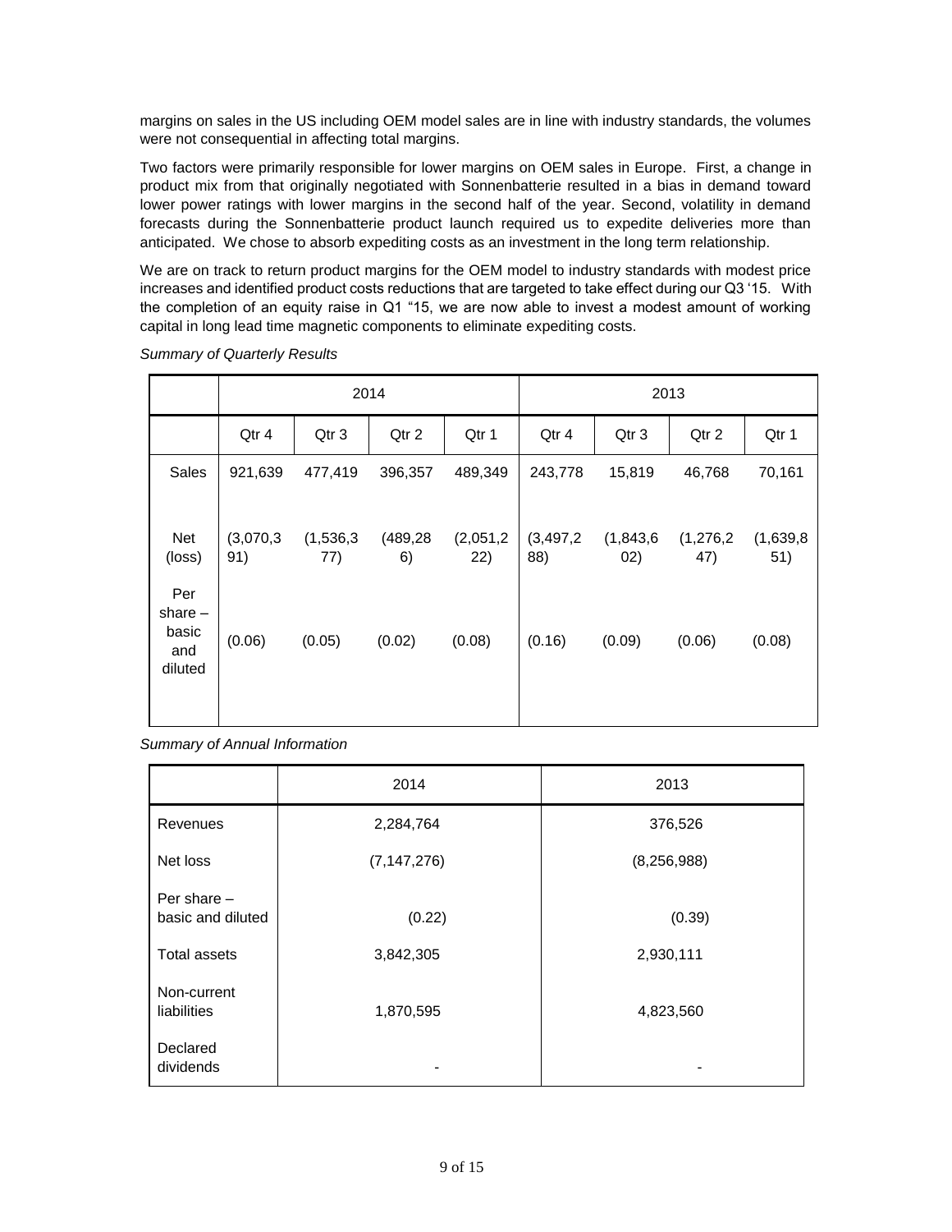margins on sales in the US including OEM model sales are in line with industry standards, the volumes were not consequential in affecting total margins.

Two factors were primarily responsible for lower margins on OEM sales in Europe. First, a change in product mix from that originally negotiated with Sonnenbatterie resulted in a bias in demand toward lower power ratings with lower margins in the second half of the year. Second, volatility in demand forecasts during the Sonnenbatterie product launch required us to expedite deliveries more than anticipated. We chose to absorb expediting costs as an investment in the long term relationship.

We are on track to return product margins for the OEM model to industry standards with modest price increases and identified product costs reductions that are targeted to take effect during our Q3 '15. With the completion of an equity raise in Q1 "15, we are now able to invest a modest amount of working capital in long lead time magnetic components to eliminate expediting costs.

*Summary of Quarterly Results*

| | 2014 | | | | 2013 | | | |
|---|---|---|---|---|---|---|---|---|
| | Qtr 4 | Qtr 3 | Qtr 2 | Qtr 1 | Qtr 4 | Qtr 3 | Qtr 2 | Qtr 1 |
| Sales | 921,639 | 477,419 | 396,357 | 489,349 | 243,778 | 15,819 | 46,768 | 70,161 |
| Net (loss) | (3,070,391) | (1,536,377) | (489,286) | (2,051,222) | (3,497,288) | (1,843,602) | (1,276,247) | (1,639,851) |
| Per share – basic and diluted | (0.06) | (0.05) | (0.02) | (0.08) | (0.16) | (0.09) | (0.06) | (0.08) |

*Summary of Annual Information*

| | 2014 | 2013 |
|---|---|---|
| Revenues | 2,284,764 | 376,526 |
| Net loss | (7,147,276) | (8,256,988) |
| Per share – basic and diluted | (0.22) | (0.39) |
| Total assets | 3,842,305 | 2,930,111 |
| Non-current liabilities | 1,870,595 | 4,823,560 |
| Declared dividends | - | - |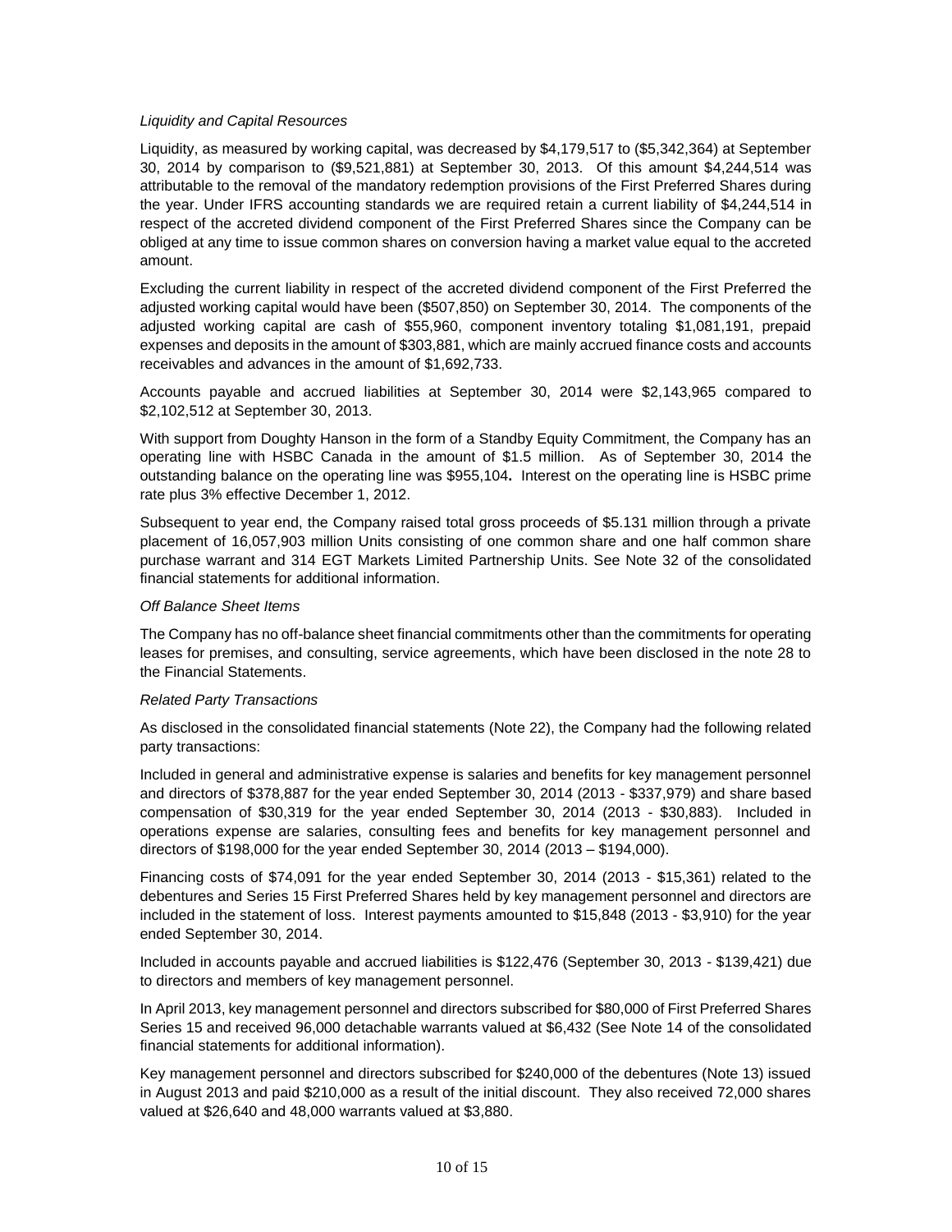*Liquidity and Capital Resources*

Liquidity, as measured by working capital, was decreased by $4,179,517 to ($5,342,364) at September 30, 2014 by comparison to ($9,521,881) at September 30, 2013. Of this amount $4,244,514 was attributable to the removal of the mandatory redemption provisions of the First Preferred Shares during the year. Under IFRS accounting standards we are required retain a current liability of $4,244,514 in respect of the accreted dividend component of the First Preferred Shares since the Company can be obliged at any time to issue common shares on conversion having a market value equal to the accreted amount.

Excluding the current liability in respect of the accreted dividend component of the First Preferred the adjusted working capital would have been ($507,850) on September 30, 2014. The components of the adjusted working capital are cash of $55,960, component inventory totaling $1,081,191, prepaid expenses and deposits in the amount of $303,881, which are mainly accrued finance costs and accounts receivables and advances in the amount of $1,692,733.

Accounts payable and accrued liabilities at September 30, 2014 were $2,143,965 compared to $2,102,512 at September 30, 2013.

With support from Doughty Hanson in the form of a Standby Equity Commitment, the Company has an operating line with HSBC Canada in the amount of $1.5 million. As of September 30, 2014 the outstanding balance on the operating line was $955,104**.** Interest on the operating line is HSBC prime rate plus 3% effective December 1, 2012.

Subsequent to year end, the Company raised total gross proceeds of $5.131 million through a private placement of 16,057,903 million Units consisting of one common share and one half common share purchase warrant and 314 EGT Markets Limited Partnership Units. See Note 32 of the consolidated financial statements for additional information.

*Off Balance Sheet Items*

The Company has no off-balance sheet financial commitments other than the commitments for operating leases for premises, and consulting, service agreements, which have been disclosed in the note 28 to the Financial Statements.

*Related Party Transactions*

As disclosed in the consolidated financial statements (Note 22), the Company had the following related party transactions:

Included in general and administrative expense is salaries and benefits for key management personnel and directors of $378,887 for the year ended September 30, 2014 (2013 - $337,979) and share based compensation of $30,319 for the year ended September 30, 2014 (2013 - $30,883). Included in operations expense are salaries, consulting fees and benefits for key management personnel and directors of $198,000 for the year ended September 30, 2014 (2013 – $194,000).

Financing costs of $74,091 for the year ended September 30, 2014 (2013 - $15,361) related to the debentures and Series 15 First Preferred Shares held by key management personnel and directors are included in the statement of loss. Interest payments amounted to $15,848 (2013 - $3,910) for the year ended September 30, 2014.

Included in accounts payable and accrued liabilities is $122,476 (September 30, 2013 - $139,421) due to directors and members of key management personnel.

In April 2013, key management personnel and directors subscribed for $80,000 of First Preferred Shares Series 15 and received 96,000 detachable warrants valued at $6,432 (See Note 14 of the consolidated financial statements for additional information).

Key management personnel and directors subscribed for $240,000 of the debentures (Note 13) issued in August 2013 and paid $210,000 as a result of the initial discount. They also received 72,000 shares valued at $26,640 and 48,000 warrants valued at $3,880.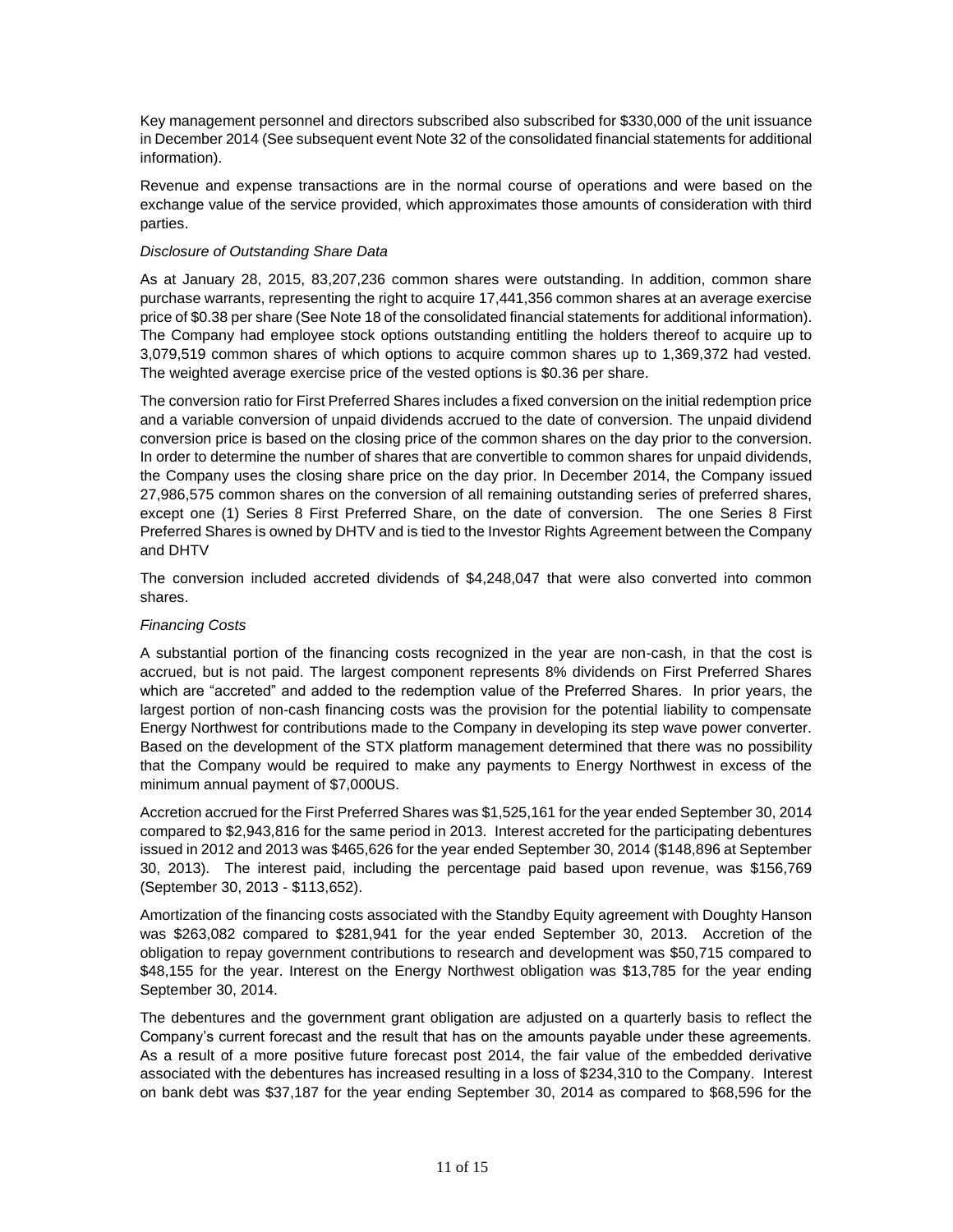Key management personnel and directors subscribed also subscribed for $330,000 of the unit issuance in December 2014 (See subsequent event Note 32 of the consolidated financial statements for additional information).

Revenue and expense transactions are in the normal course of operations and were based on the exchange value of the service provided, which approximates those amounts of consideration with third parties.

*Disclosure of Outstanding Share Data*

As at January 28, 2015, 83,207,236 common shares were outstanding. In addition, common share purchase warrants, representing the right to acquire 17,441,356 common shares at an average exercise price of $0.38 per share (See Note 18 of the consolidated financial statements for additional information). The Company had employee stock options outstanding entitling the holders thereof to acquire up to 3,079,519 common shares of which options to acquire common shares up to 1,369,372 had vested. The weighted average exercise price of the vested options is $0.36 per share.

The conversion ratio for First Preferred Shares includes a fixed conversion on the initial redemption price and a variable conversion of unpaid dividends accrued to the date of conversion. The unpaid dividend conversion price is based on the closing price of the common shares on the day prior to the conversion. In order to determine the number of shares that are convertible to common shares for unpaid dividends, the Company uses the closing share price on the day prior. In December 2014, the Company issued 27,986,575 common shares on the conversion of all remaining outstanding series of preferred shares, except one (1) Series 8 First Preferred Share, on the date of conversion. The one Series 8 First Preferred Shares is owned by DHTV and is tied to the Investor Rights Agreement between the Company and DHTV

The conversion included accreted dividends of $4,248,047 that were also converted into common shares.

*Financing Costs*

A substantial portion of the financing costs recognized in the year are non-cash, in that the cost is accrued, but is not paid. The largest component represents 8% dividends on First Preferred Shares which are "accreted" and added to the redemption value of the Preferred Shares. In prior years, the largest portion of non-cash financing costs was the provision for the potential liability to compensate Energy Northwest for contributions made to the Company in developing its step wave power converter. Based on the development of the STX platform management determined that there was no possibility that the Company would be required to make any payments to Energy Northwest in excess of the minimum annual payment of $7,000US.

Accretion accrued for the First Preferred Shares was $1,525,161 for the year ended September 30, 2014 compared to $2,943,816 for the same period in 2013. Interest accreted for the participating debentures issued in 2012 and 2013 was $465,626 for the year ended September 30, 2014 ($148,896 at September 30, 2013). The interest paid, including the percentage paid based upon revenue, was $156,769 (September 30, 2013 - $113,652).

Amortization of the financing costs associated with the Standby Equity agreement with Doughty Hanson was $263,082 compared to $281,941 for the year ended September 30, 2013. Accretion of the obligation to repay government contributions to research and development was $50,715 compared to $48,155 for the year. Interest on the Energy Northwest obligation was $13,785 for the year ending September 30, 2014.

The debentures and the government grant obligation are adjusted on a quarterly basis to reflect the Company's current forecast and the result that has on the amounts payable under these agreements. As a result of a more positive future forecast post 2014, the fair value of the embedded derivative associated with the debentures has increased resulting in a loss of $234,310 to the Company. Interest on bank debt was $37,187 for the year ending September 30, 2014 as compared to $68,596 for the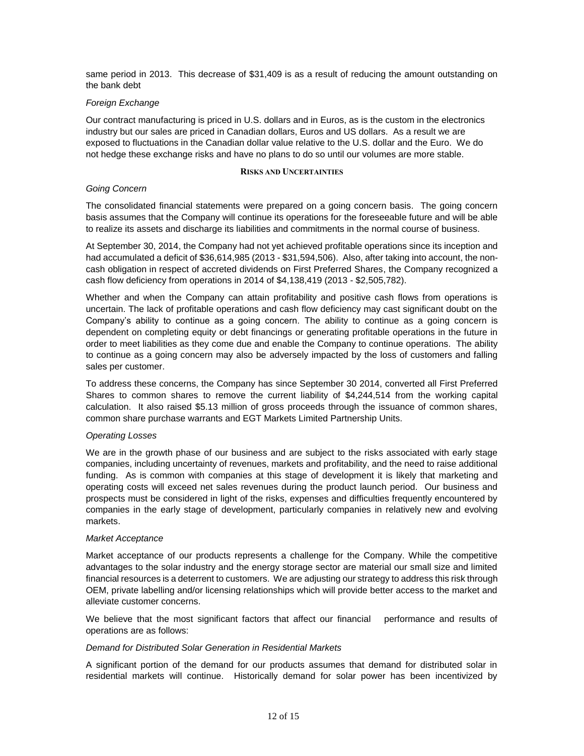same period in 2013. This decrease of $31,409 is as a result of reducing the amount outstanding on the bank debt

*Foreign Exchange*

Our contract manufacturing is priced in U.S. dollars and in Euros, as is the custom in the electronics industry but our sales are priced in Canadian dollars, Euros and US dollars. As a result we are exposed to fluctuations in the Canadian dollar value relative to the U.S. dollar and the Euro. We do not hedge these exchange risks and have no plans to do so until our volumes are more stable.

## RISKS AND UNCERTAINTIES

*Going Concern*

The consolidated financial statements were prepared on a going concern basis. The going concern basis assumes that the Company will continue its operations for the foreseeable future and will be able to realize its assets and discharge its liabilities and commitments in the normal course of business.

At September 30, 2014, the Company had not yet achieved profitable operations since its inception and had accumulated a deficit of $36,614,985 (2013 - $31,594,506). Also, after taking into account, the non-cash obligation in respect of accreted dividends on First Preferred Shares, the Company recognized a cash flow deficiency from operations in 2014 of $4,138,419 (2013 - $2,505,782).

Whether and when the Company can attain profitability and positive cash flows from operations is uncertain. The lack of profitable operations and cash flow deficiency may cast significant doubt on the Company's ability to continue as a going concern. The ability to continue as a going concern is dependent on completing equity or debt financings or generating profitable operations in the future in order to meet liabilities as they come due and enable the Company to continue operations. The ability to continue as a going concern may also be adversely impacted by the loss of customers and falling sales per customer.

To address these concerns, the Company has since September 30 2014, converted all First Preferred Shares to common shares to remove the current liability of $4,244,514 from the working capital calculation. It also raised $5.13 million of gross proceeds through the issuance of common shares, common share purchase warrants and EGT Markets Limited Partnership Units.

*Operating Losses*

We are in the growth phase of our business and are subject to the risks associated with early stage companies, including uncertainty of revenues, markets and profitability, and the need to raise additional funding. As is common with companies at this stage of development it is likely that marketing and operating costs will exceed net sales revenues during the product launch period. Our business and prospects must be considered in light of the risks, expenses and difficulties frequently encountered by companies in the early stage of development, particularly companies in relatively new and evolving markets.

*Market Acceptance*

Market acceptance of our products represents a challenge for the Company. While the competitive advantages to the solar industry and the energy storage sector are material our small size and limited financial resources is a deterrent to customers. We are adjusting our strategy to address this risk through OEM, private labelling and/or licensing relationships which will provide better access to the market and alleviate customer concerns.

We believe that the most significant factors that affect our financial performance and results of operations are as follows:

*Demand for Distributed Solar Generation in Residential Markets*

A significant portion of the demand for our products assumes that demand for distributed solar in residential markets will continue. Historically demand for solar power has been incentivized by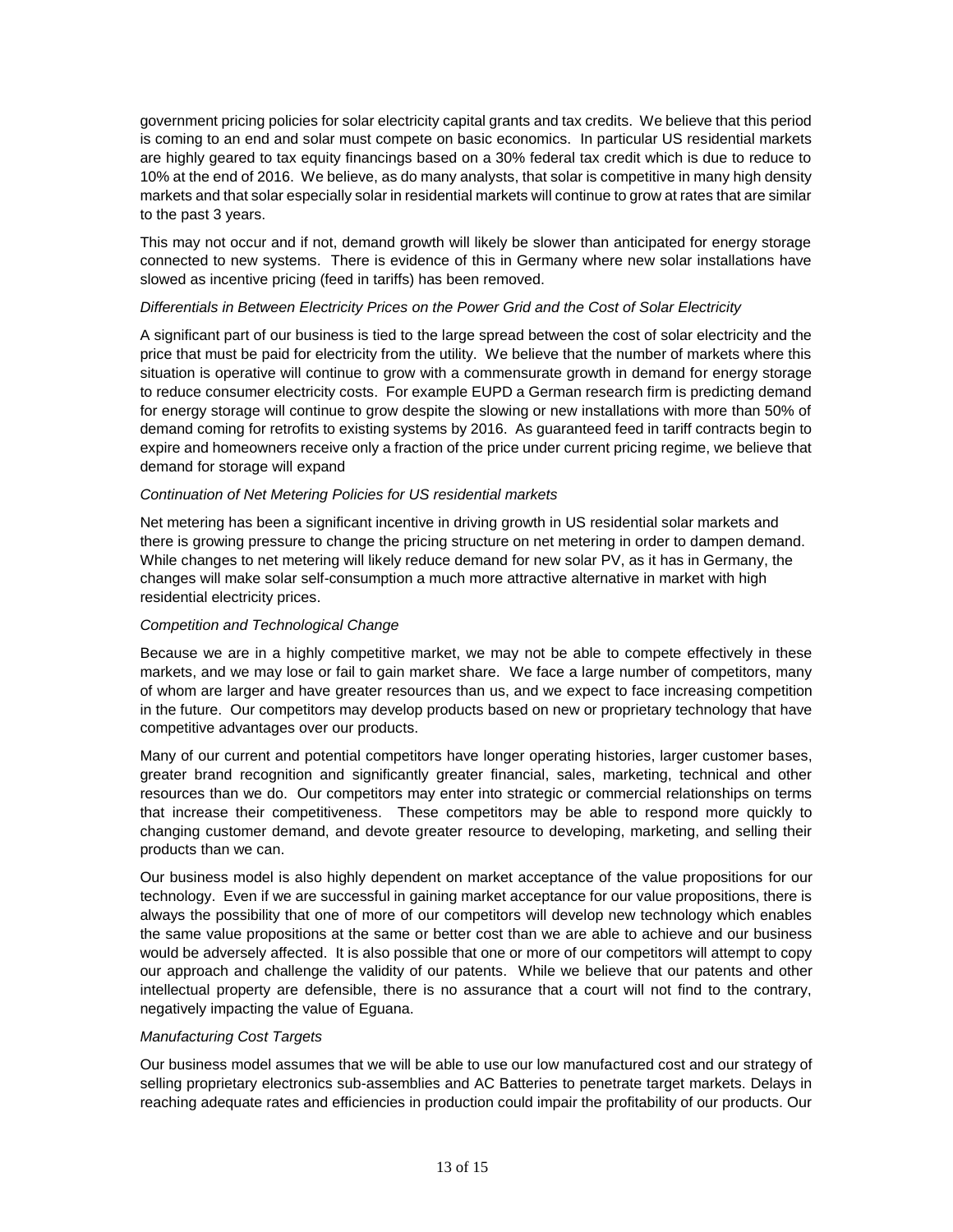government pricing policies for solar electricity capital grants and tax credits. We believe that this period is coming to an end and solar must compete on basic economics. In particular US residential markets are highly geared to tax equity financings based on a 30% federal tax credit which is due to reduce to 10% at the end of 2016. We believe, as do many analysts, that solar is competitive in many high density markets and that solar especially solar in residential markets will continue to grow at rates that are similar to the past 3 years.

This may not occur and if not, demand growth will likely be slower than anticipated for energy storage connected to new systems. There is evidence of this in Germany where new solar installations have slowed as incentive pricing (feed in tariffs) has been removed.

*Differentials in Between Electricity Prices on the Power Grid and the Cost of Solar Electricity*

A significant part of our business is tied to the large spread between the cost of solar electricity and the price that must be paid for electricity from the utility. We believe that the number of markets where this situation is operative will continue to grow with a commensurate growth in demand for energy storage to reduce consumer electricity costs. For example EUPD a German research firm is predicting demand for energy storage will continue to grow despite the slowing or new installations with more than 50% of demand coming for retrofits to existing systems by 2016. As guaranteed feed in tariff contracts begin to expire and homeowners receive only a fraction of the price under current pricing regime, we believe that demand for storage will expand

*Continuation of Net Metering Policies for US residential markets*

Net metering has been a significant incentive in driving growth in US residential solar markets and there is growing pressure to change the pricing structure on net metering in order to dampen demand. While changes to net metering will likely reduce demand for new solar PV, as it has in Germany, the changes will make solar self-consumption a much more attractive alternative in market with high residential electricity prices.

*Competition and Technological Change*

Because we are in a highly competitive market, we may not be able to compete effectively in these markets, and we may lose or fail to gain market share. We face a large number of competitors, many of whom are larger and have greater resources than us, and we expect to face increasing competition in the future. Our competitors may develop products based on new or proprietary technology that have competitive advantages over our products.

Many of our current and potential competitors have longer operating histories, larger customer bases, greater brand recognition and significantly greater financial, sales, marketing, technical and other resources than we do. Our competitors may enter into strategic or commercial relationships on terms that increase their competitiveness. These competitors may be able to respond more quickly to changing customer demand, and devote greater resource to developing, marketing, and selling their products than we can.

Our business model is also highly dependent on market acceptance of the value propositions for our technology. Even if we are successful in gaining market acceptance for our value propositions, there is always the possibility that one of more of our competitors will develop new technology which enables the same value propositions at the same or better cost than we are able to achieve and our business would be adversely affected. It is also possible that one or more of our competitors will attempt to copy our approach and challenge the validity of our patents. While we believe that our patents and other intellectual property are defensible, there is no assurance that a court will not find to the contrary, negatively impacting the value of Eguana.

*Manufacturing Cost Targets*

Our business model assumes that we will be able to use our low manufactured cost and our strategy of selling proprietary electronics sub-assemblies and AC Batteries to penetrate target markets. Delays in reaching adequate rates and efficiencies in production could impair the profitability of our products. Our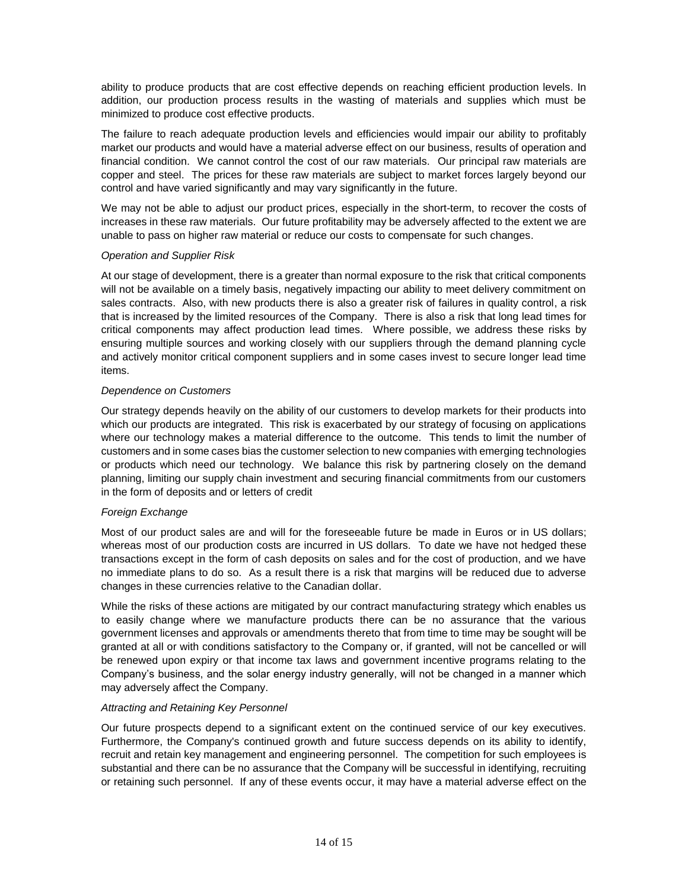ability to produce products that are cost effective depends on reaching efficient production levels. In addition, our production process results in the wasting of materials and supplies which must be minimized to produce cost effective products.

The failure to reach adequate production levels and efficiencies would impair our ability to profitably market our products and would have a material adverse effect on our business, results of operation and financial condition. We cannot control the cost of our raw materials. Our principal raw materials are copper and steel. The prices for these raw materials are subject to market forces largely beyond our control and have varied significantly and may vary significantly in the future.

We may not be able to adjust our product prices, especially in the short-term, to recover the costs of increases in these raw materials. Our future profitability may be adversely affected to the extent we are unable to pass on higher raw material or reduce our costs to compensate for such changes.

*Operation and Supplier Risk*

At our stage of development, there is a greater than normal exposure to the risk that critical components will not be available on a timely basis, negatively impacting our ability to meet delivery commitment on sales contracts. Also, with new products there is also a greater risk of failures in quality control, a risk that is increased by the limited resources of the Company. There is also a risk that long lead times for critical components may affect production lead times. Where possible, we address these risks by ensuring multiple sources and working closely with our suppliers through the demand planning cycle and actively monitor critical component suppliers and in some cases invest to secure longer lead time items.

*Dependence on Customers*

Our strategy depends heavily on the ability of our customers to develop markets for their products into which our products are integrated. This risk is exacerbated by our strategy of focusing on applications where our technology makes a material difference to the outcome. This tends to limit the number of customers and in some cases bias the customer selection to new companies with emerging technologies or products which need our technology. We balance this risk by partnering closely on the demand planning, limiting our supply chain investment and securing financial commitments from our customers in the form of deposits and or letters of credit

*Foreign Exchange*

Most of our product sales are and will for the foreseeable future be made in Euros or in US dollars; whereas most of our production costs are incurred in US dollars. To date we have not hedged these transactions except in the form of cash deposits on sales and for the cost of production, and we have no immediate plans to do so. As a result there is a risk that margins will be reduced due to adverse changes in these currencies relative to the Canadian dollar.

While the risks of these actions are mitigated by our contract manufacturing strategy which enables us to easily change where we manufacture products there can be no assurance that the various government licenses and approvals or amendments thereto that from time to time may be sought will be granted at all or with conditions satisfactory to the Company or, if granted, will not be cancelled or will be renewed upon expiry or that income tax laws and government incentive programs relating to the Company's business, and the solar energy industry generally, will not be changed in a manner which may adversely affect the Company.

*Attracting and Retaining Key Personnel*

Our future prospects depend to a significant extent on the continued service of our key executives. Furthermore, the Company's continued growth and future success depends on its ability to identify, recruit and retain key management and engineering personnel. The competition for such employees is substantial and there can be no assurance that the Company will be successful in identifying, recruiting or retaining such personnel. If any of these events occur, it may have a material adverse effect on the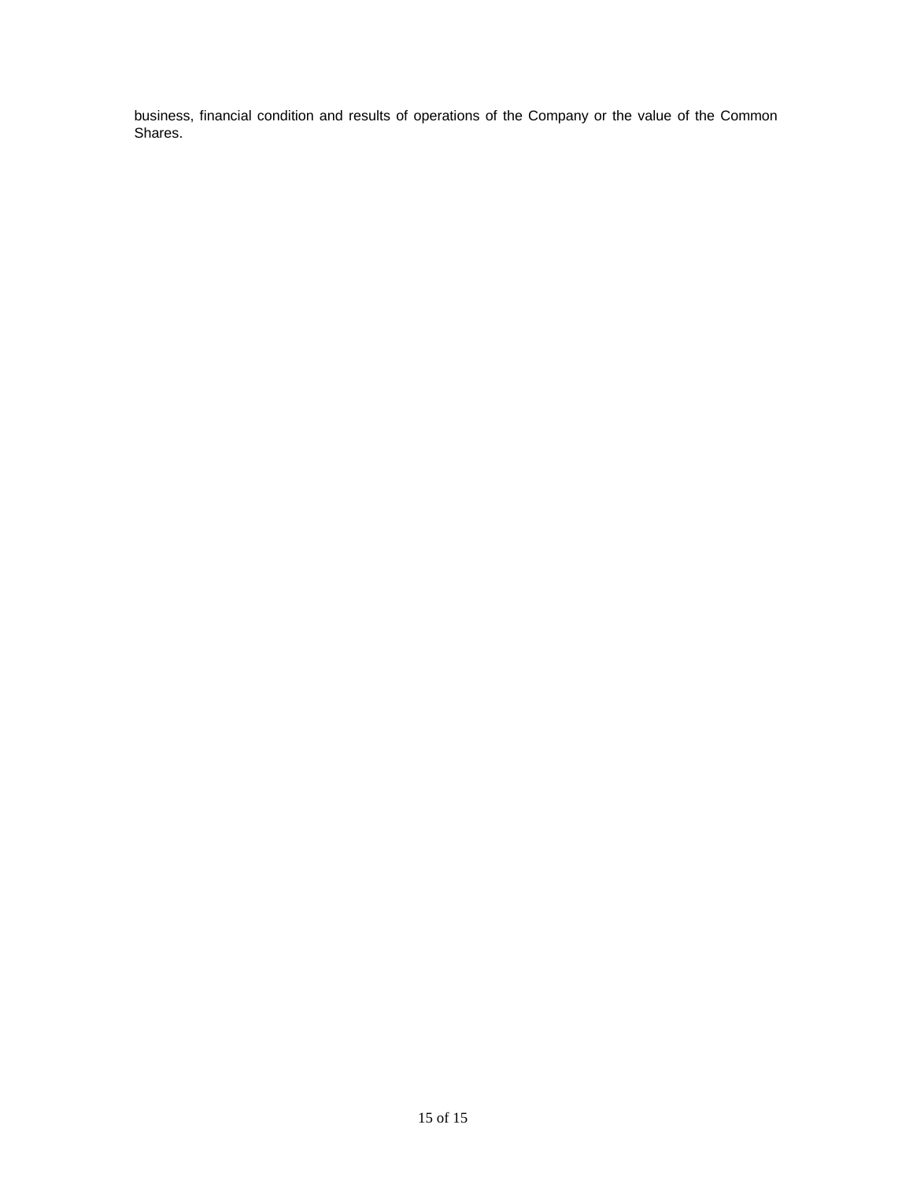business, financial condition and results of operations of the Company or the value of the Common Shares.